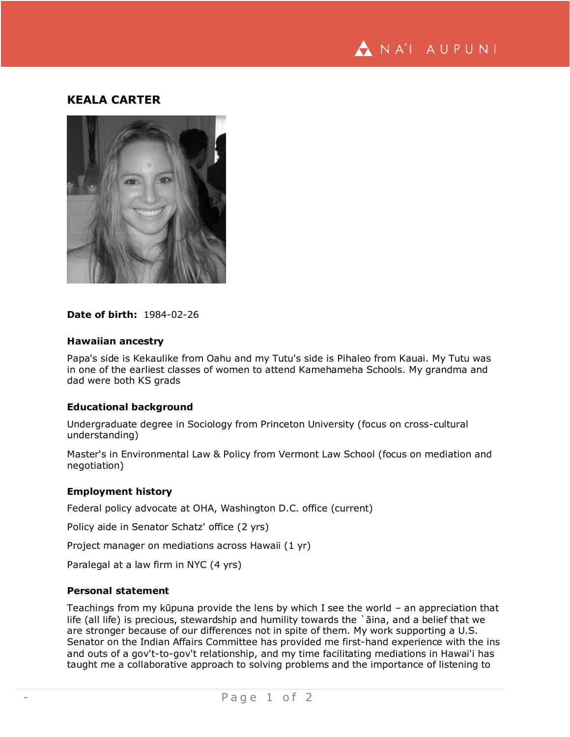# KEALA CARTER

**Date of birth:** 1984-02-26

### Hawaiian ancestry

Papa's side is Kekaulike from Oahu and my Tutu's side is Pihaleo from Kauai. My Tutu was in one of the earliest classes of women to attend Kamehameha Schools. My grandma and dad were both KS grads

### Educational background

Undergraduate degree in Sociology from Princeton University (focus on cross-cultural understanding)

Master's in Environmental Law & Policy from Vermont Law School (focus on mediation and negotiation)

### Employment history

Federal policy advocate at OHA, Washington D.C. office (current)

Policy aide in Senator Schatz' office (2 yrs)

Project manager on mediations across Hawaii (1 yr)

Paralegal at a law firm in NYC (4 yrs)

### Personal statement

Teachings from my kūpuna provide the lens by which I see the world – an appreciation that life (all life) is precious, stewardship and humility towards the `āina, and a belief that we are stronger because of our differences not in spite of them. My work supporting a U.S. Senator on the Indian Affairs Committee has provided me first-hand experience with the ins and outs of a gov't-to-gov't relationship, and my time facilitating mediations in Hawai'i has taught me a collaborative approach to solving problems and the importance of listening to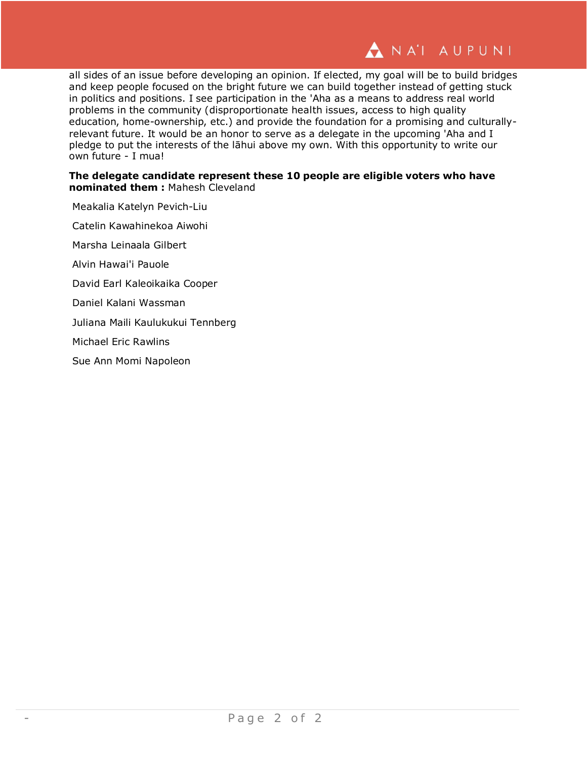all sides of an issue before developing an opinion. If elected, my goal will be to build bridges and keep people focused on the bright future we can build together instead of getting stuck in politics and positions. I see participation in the 'Aha as a means to address real world problems in the community (disproportionate health issues, access to high quality education, home-ownership, etc.) and provide the foundation for a promising and culturally-relevant future. It would be an honor to serve as a delegate in the upcoming 'Aha and I pledge to put the interests of the lāhui above my own. With this opportunity to write our own future - I mua!

**The delegate candidate represent these 10 people are eligible voters who have nominated them :** Mahesh Cleveland

Meakalia Katelyn Pevich-Liu

Catelin Kawahinekoa Aiwohi

Marsha Leinaala Gilbert

Alvin Hawai'i Pauole

David Earl Kaleoikaika Cooper

Daniel Kalani Wassman

Juliana Maili Kaulukukui Tennberg

Michael Eric Rawlins

Sue Ann Momi Napoleon